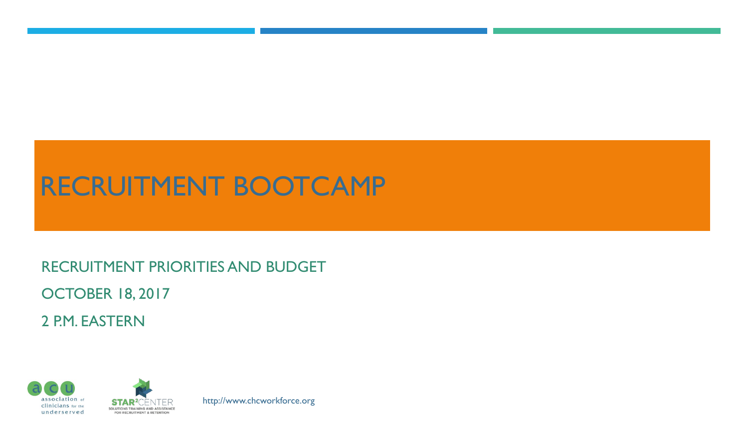# RECRUITMENT BOOTCAMP

RECRUITMENT PRIORITIES AND BUDGET

OCTOBER 18, 2017

2 P.M. EASTERN

association of clinicians for the underserved

STAR²CENTER SOLUTIONS TRAINING AND ASSISTANCE FOR RECRUITMENT & RETENTION

http://www.chcworkforce.org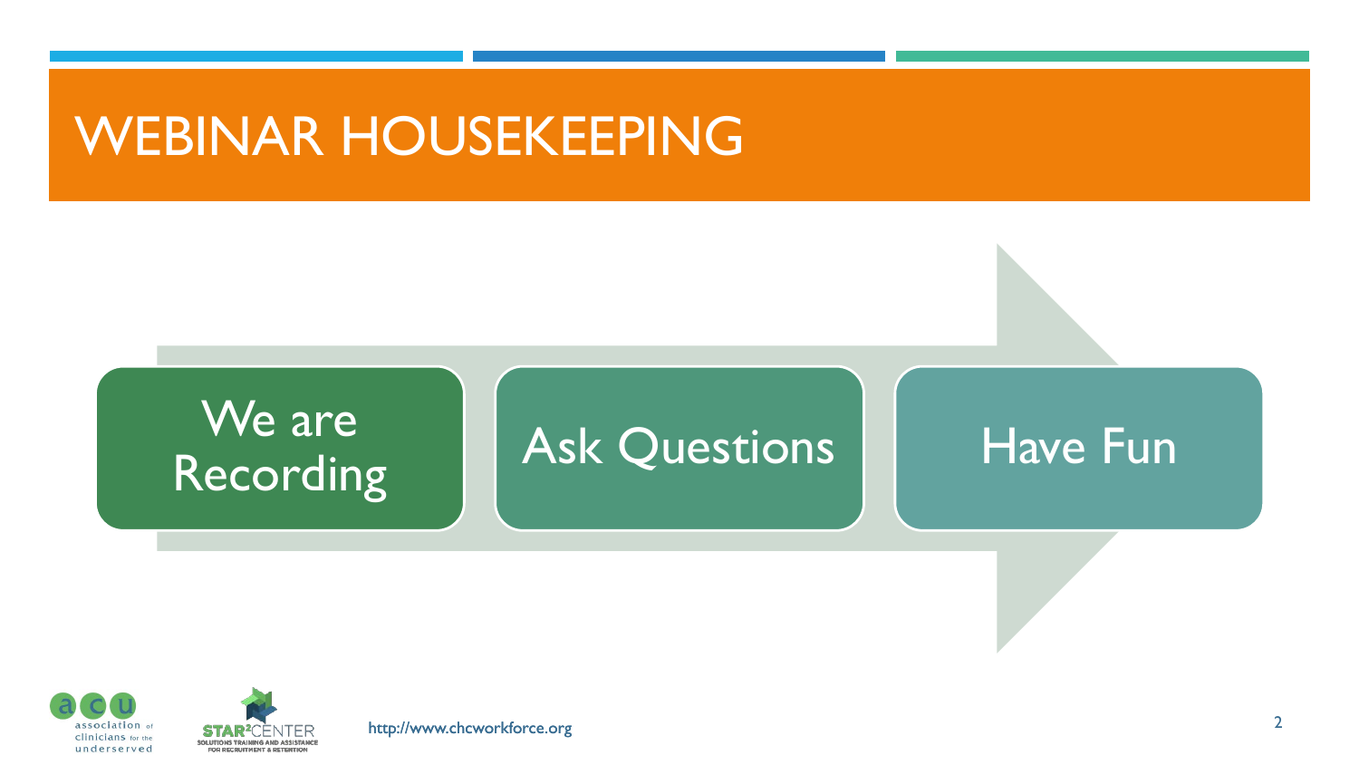# WEBINAR HOUSEKEEPING

- We are Recording
- Ask Questions
- Have Fun

http://www.chcworkforce.org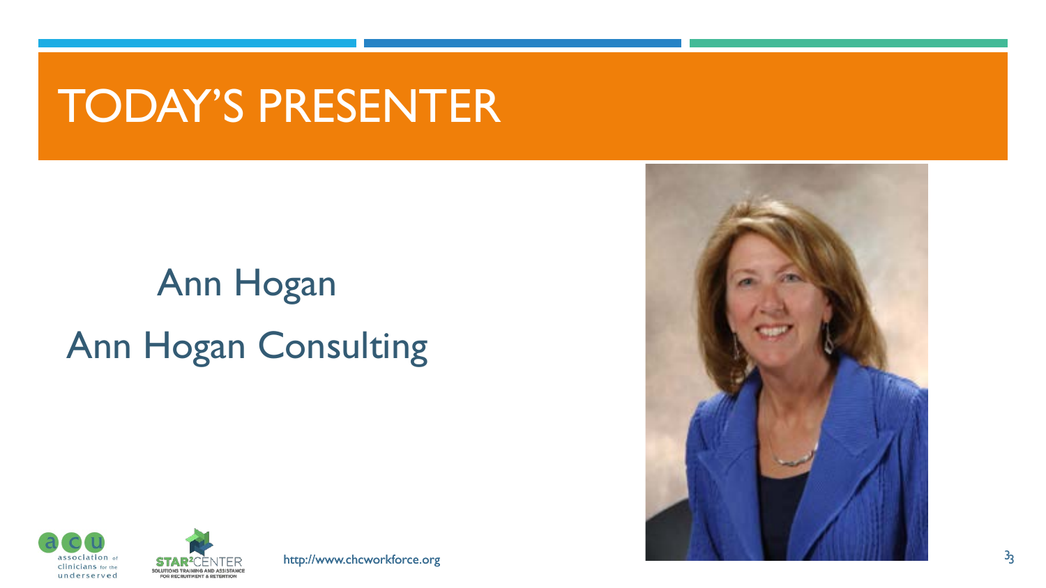# TODAY'S PRESENTER

Ann Hogan

Ann Hogan Consulting

http://www.chcworkforce.org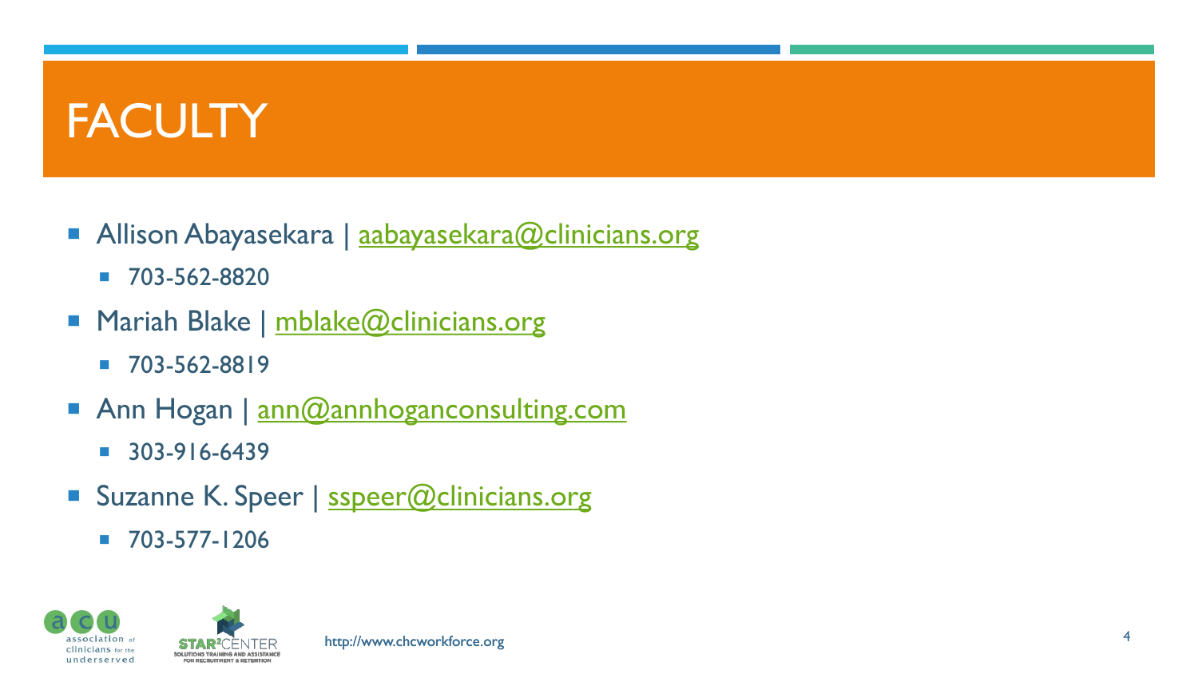# FACULTY

- Allison Abayasekara | aabayasekara@clinicians.org
  - 703-562-8820
- Mariah Blake | mblake@clinicians.org
  - 703-562-8819
- Ann Hogan | ann@annhoganconsulting.com
  - 303-916-6439
- Suzanne K. Speer | sspeer@clinicians.org
  - 703-577-1206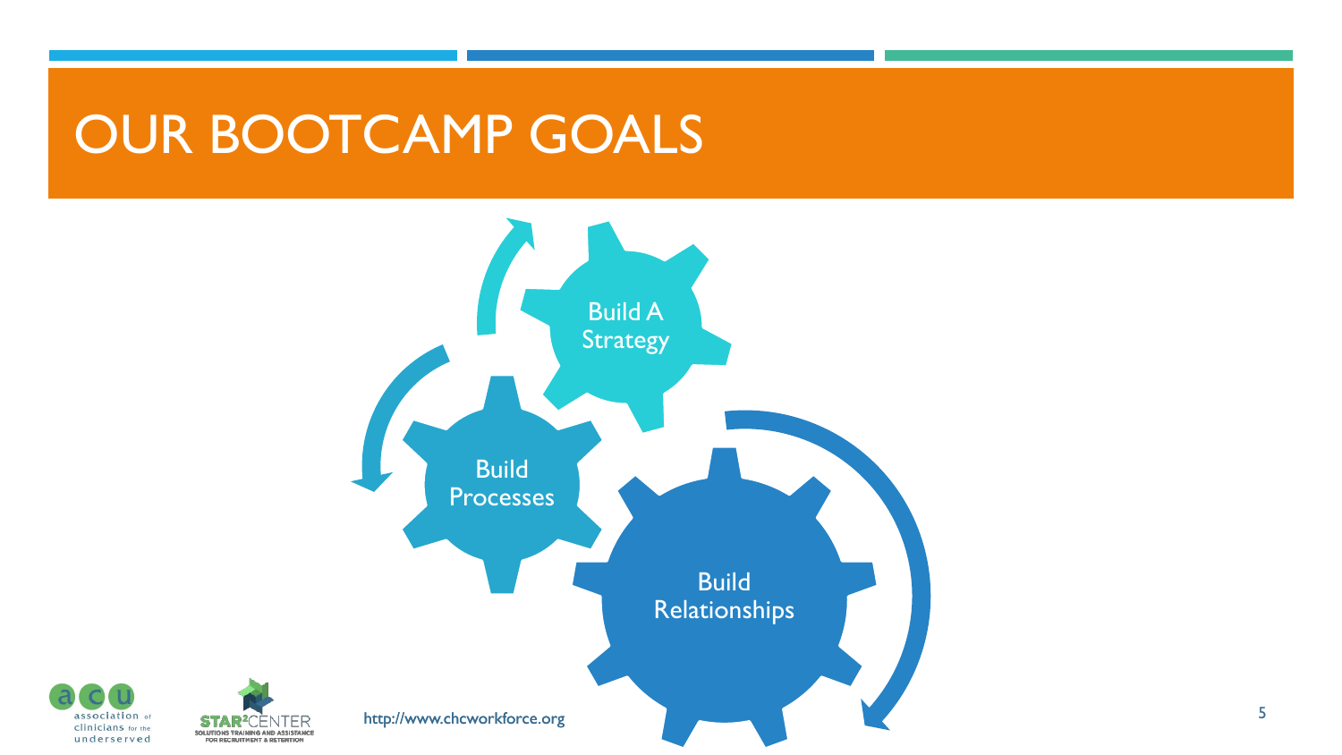# OUR BOOTCAMP GOALS

- Build A Strategy
- Build Processes
- Build Relationships

http://www.chcworkforce.org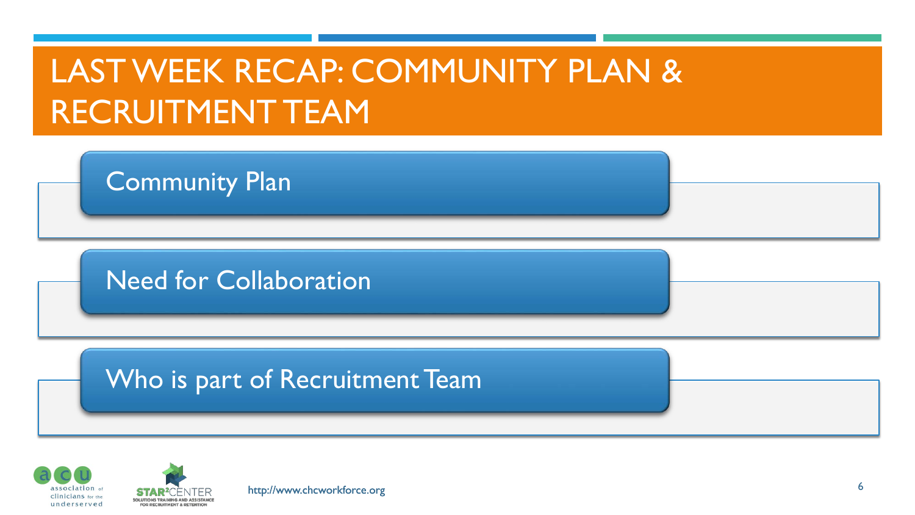# LAST WEEK RECAP: COMMUNITY PLAN & RECRUITMENT TEAM

- Community Plan
- Need for Collaboration
- Who is part of Recruitment Team

http://www.chcworkforce.org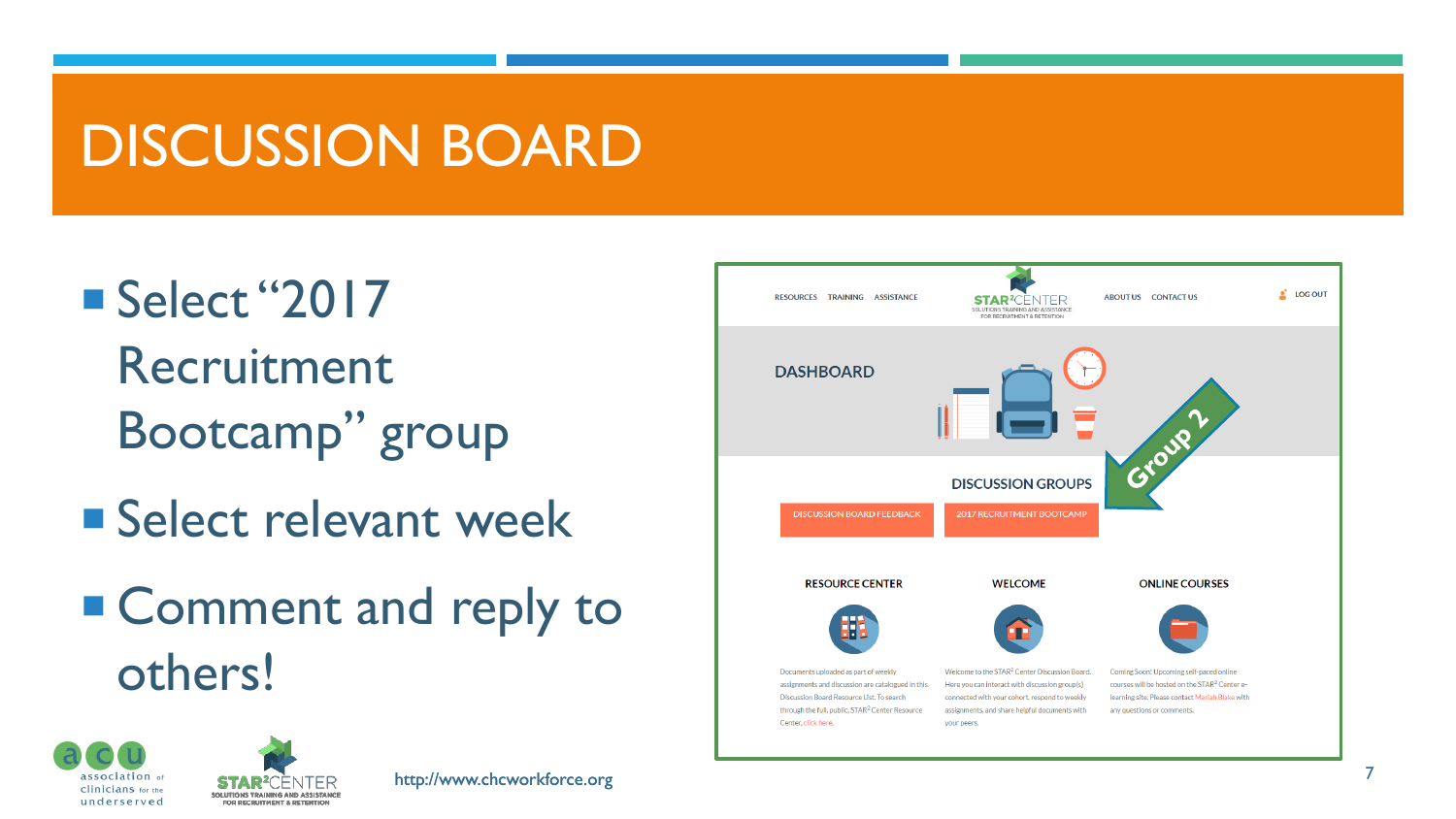# DISCUSSION BOARD

- Select "2017 Recruitment Bootcamp" group
- Select relevant week
- Comment and reply to others!

http://www.chcworkforce.org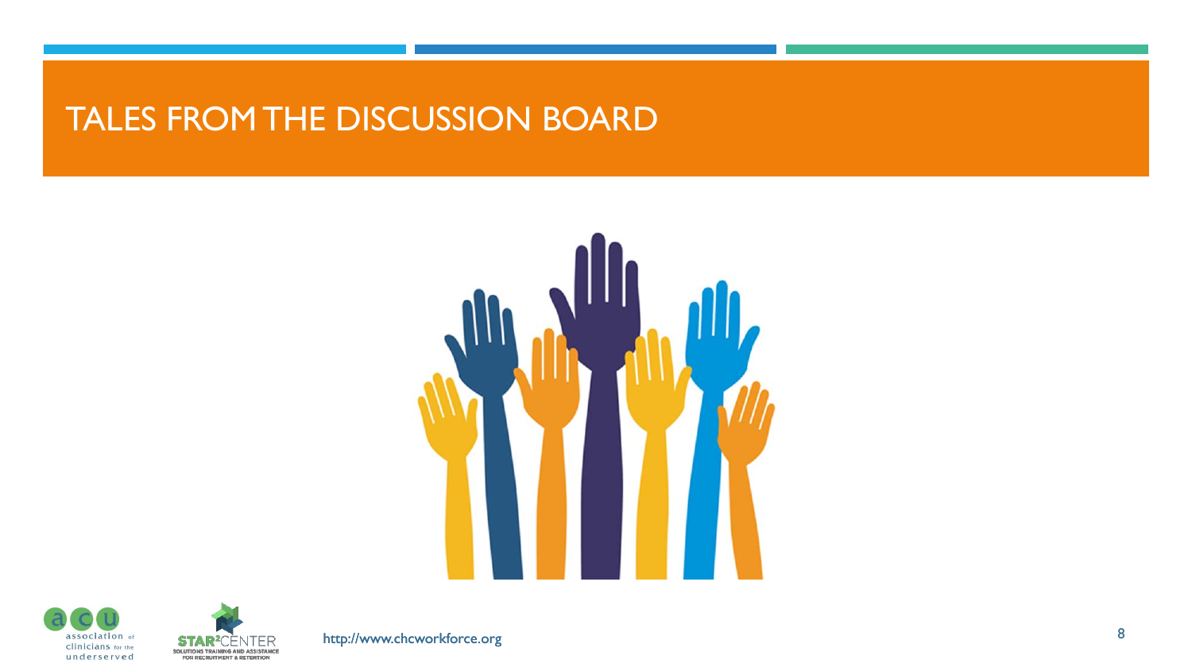# TALES FROM THE DISCUSSION BOARD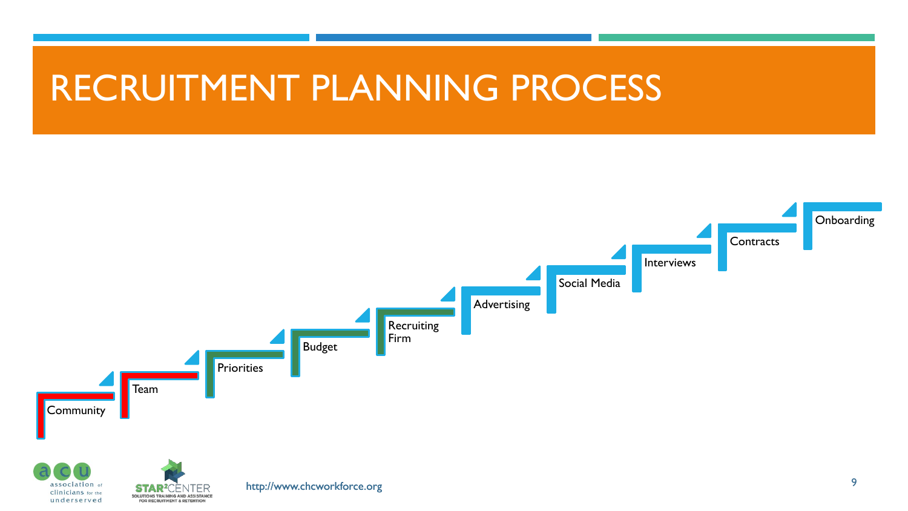# RECRUITMENT PLANNING PROCESS

1. Community
2. Team
3. Priorities
4. Budget
5. Recruiting Firm
6. Advertising
7. Social Media
8. Interviews
9. Contracts
10. Onboarding

http://www.chcworkforce.org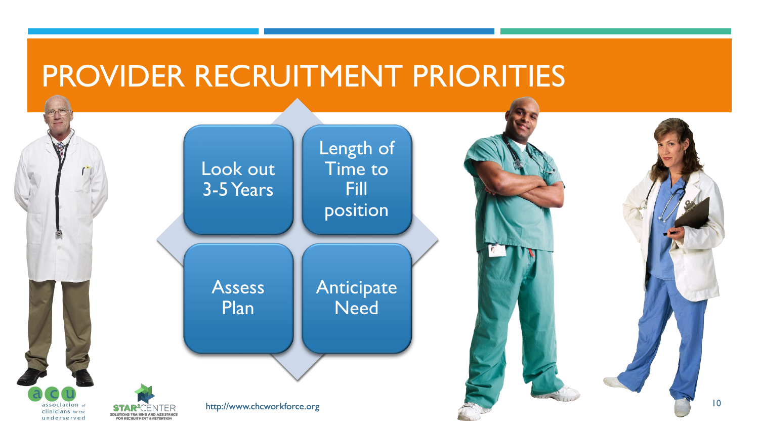# PROVIDER RECRUITMENT PRIORITIES

- Look out 3-5 Years
- Length of Time to Fill position
- Assess Plan
- Anticipate Need

http://www.chcworkforce.org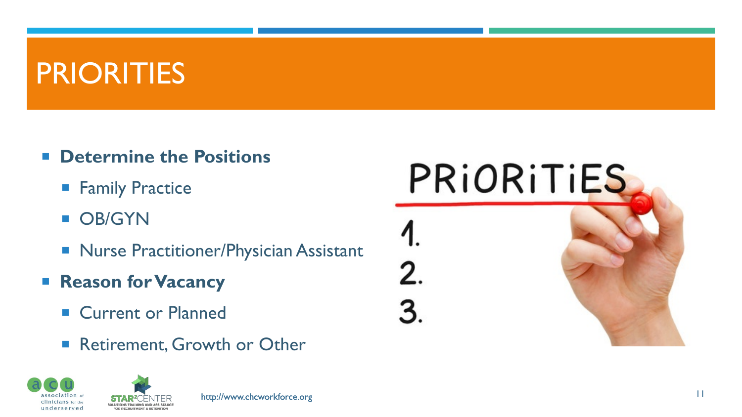# PRIORITIES

- **Determine the Positions**
  - Family Practice
  - OB/GYN
  - Nurse Practitioner/Physician Assistant
- **Reason for Vacancy**
  - Current or Planned
  - Retirement, Growth or Other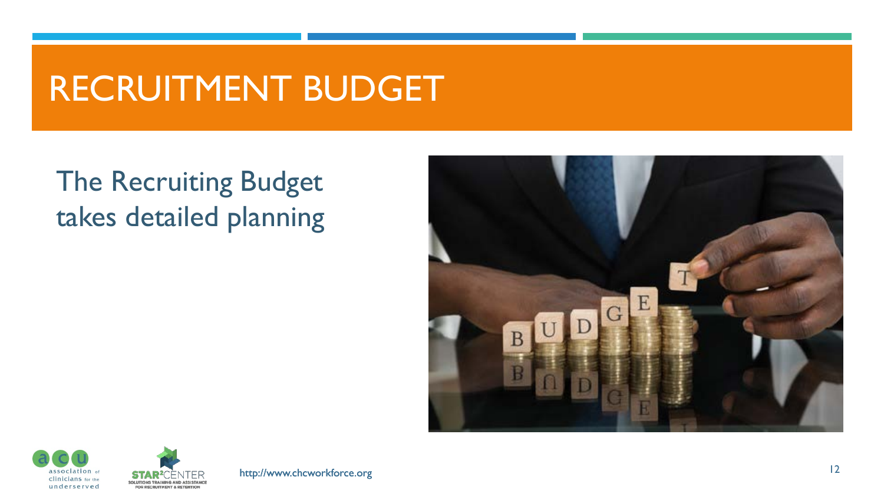# RECRUITMENT BUDGET

The Recruiting Budget takes detailed planning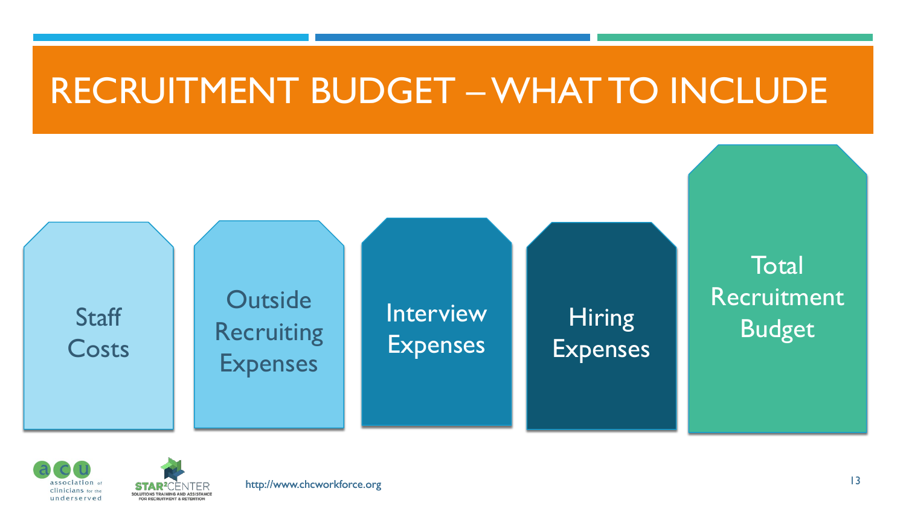# RECRUITMENT BUDGET – WHAT TO INCLUDE

- Staff Costs
- Outside Recruiting Expenses
- Interview Expenses
- Hiring Expenses
- Total Recruitment Budget

http://www.chcworkforce.org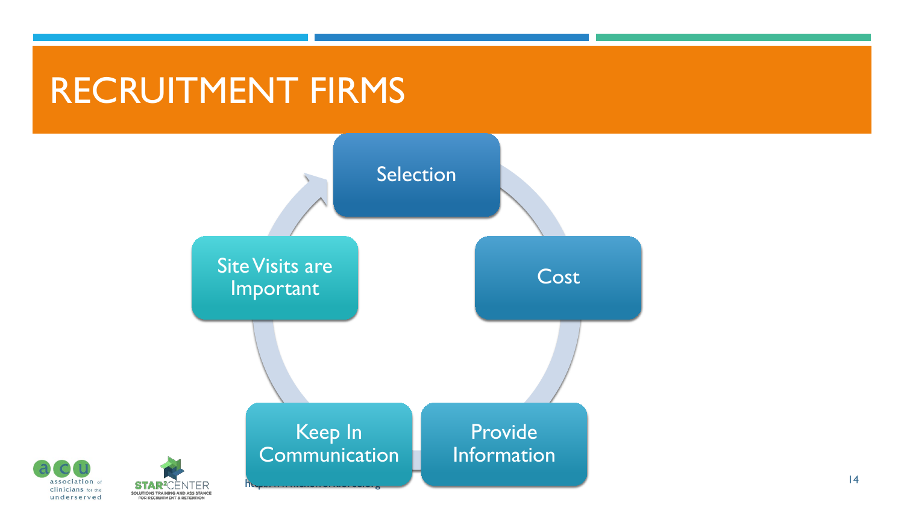# RECRUITMENT FIRMS

- Selection
- Cost
- Provide Information
- Keep In Communication
- Site Visits are Important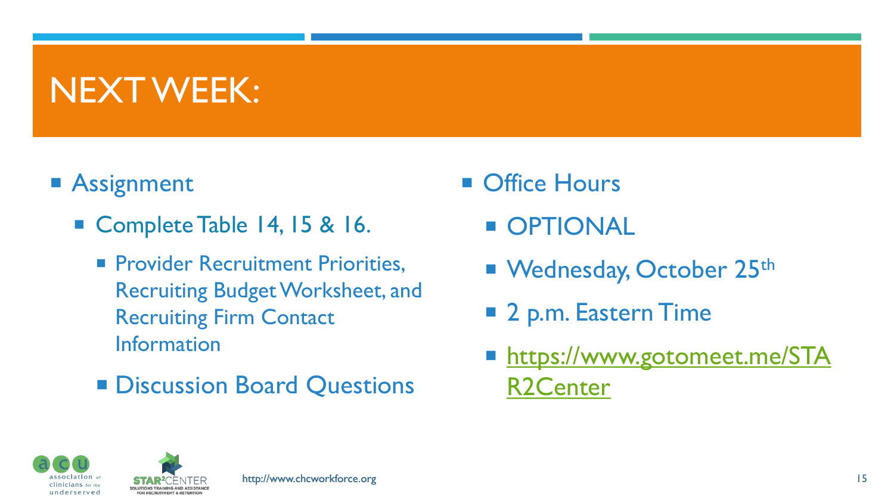# NEXT WEEK:

- Assignment
  - Complete Table 14, 15 & 16.
    - Provider Recruitment Priorities, Recruiting Budget Worksheet, and Recruiting Firm Contact Information
    - Discussion Board Questions
- Office Hours
  - OPTIONAL
  - Wednesday, October 25th
  - 2 p.m. Eastern Time
  - [https://www.gotomeet.me/STAR2Center](https://www.gotomeet.me/STAR2Center)

http://www.chcworkforce.org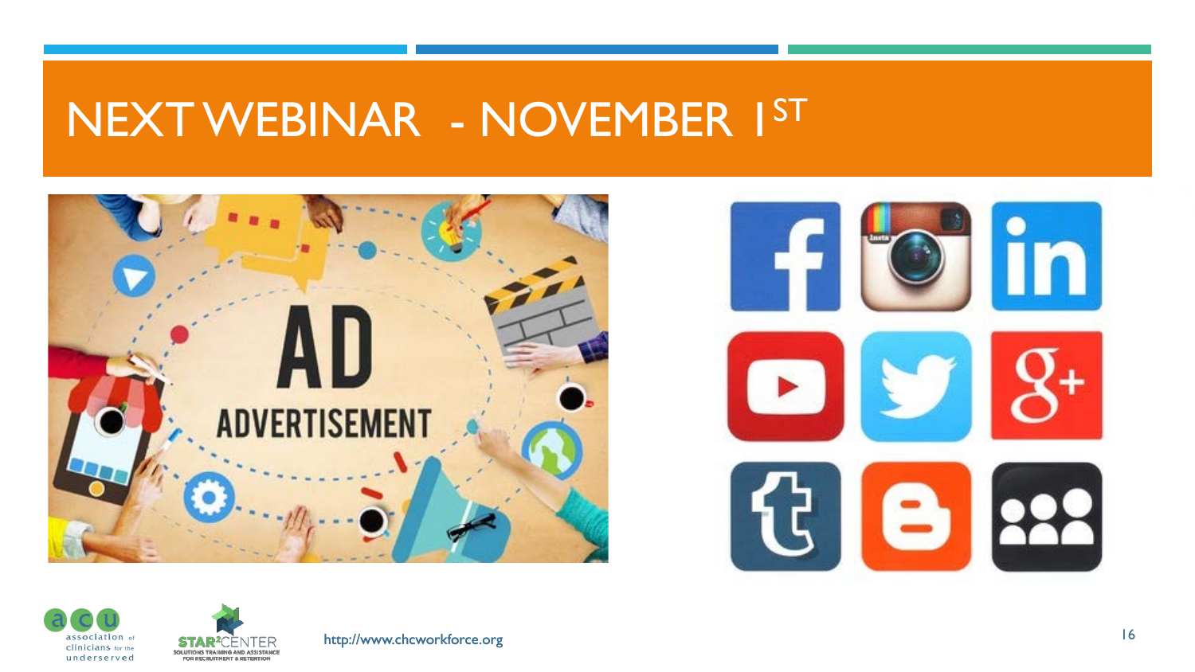# NEXT WEBINAR - NOVEMBER 1ST

http://www.chcworkforce.org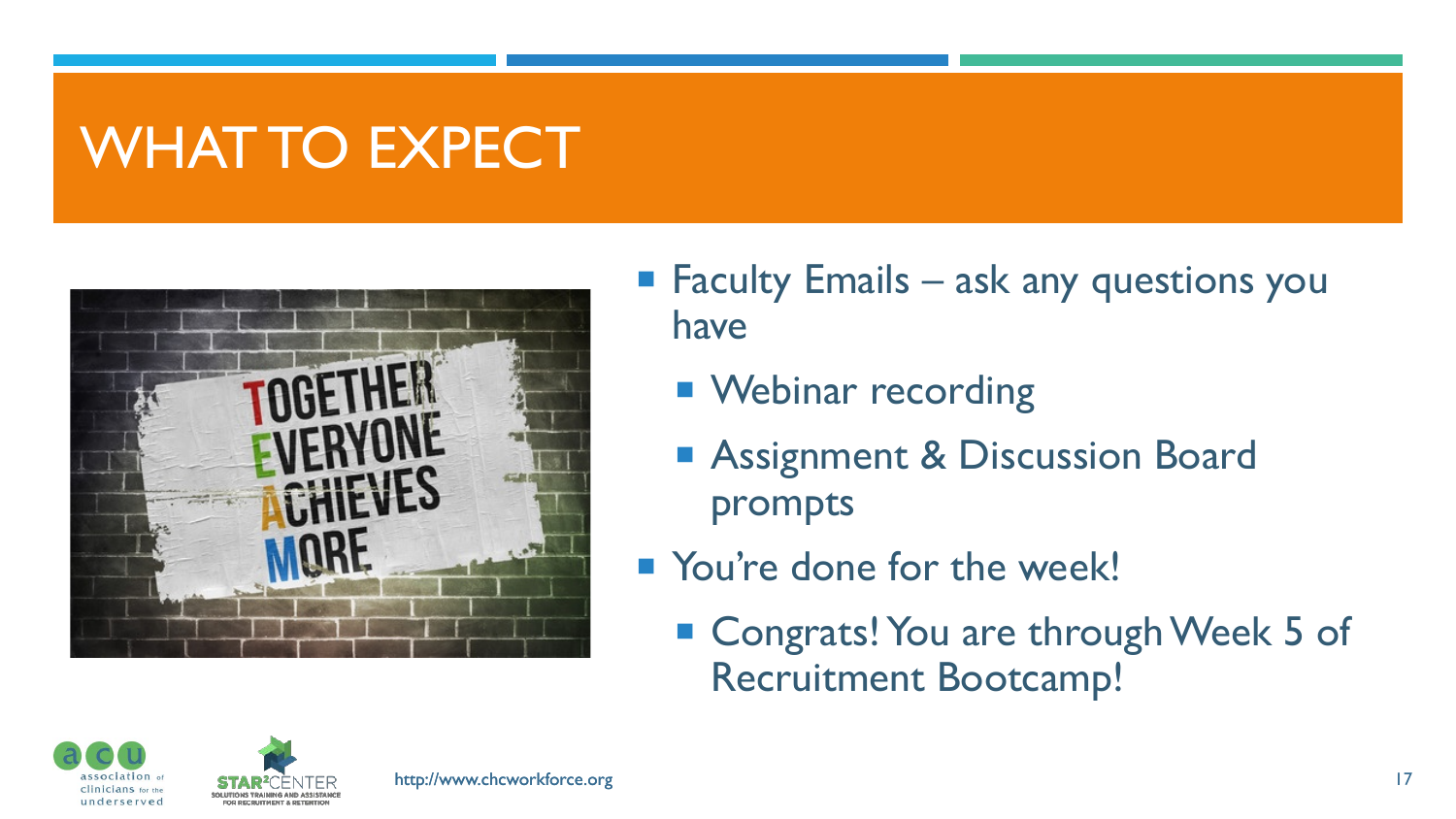# WHAT TO EXPECT

- Faculty Emails – ask any questions you have
  - Webinar recording
  - Assignment & Discussion Board prompts
- You're done for the week!
  - Congrats! You are through Week 5 of Recruitment Bootcamp!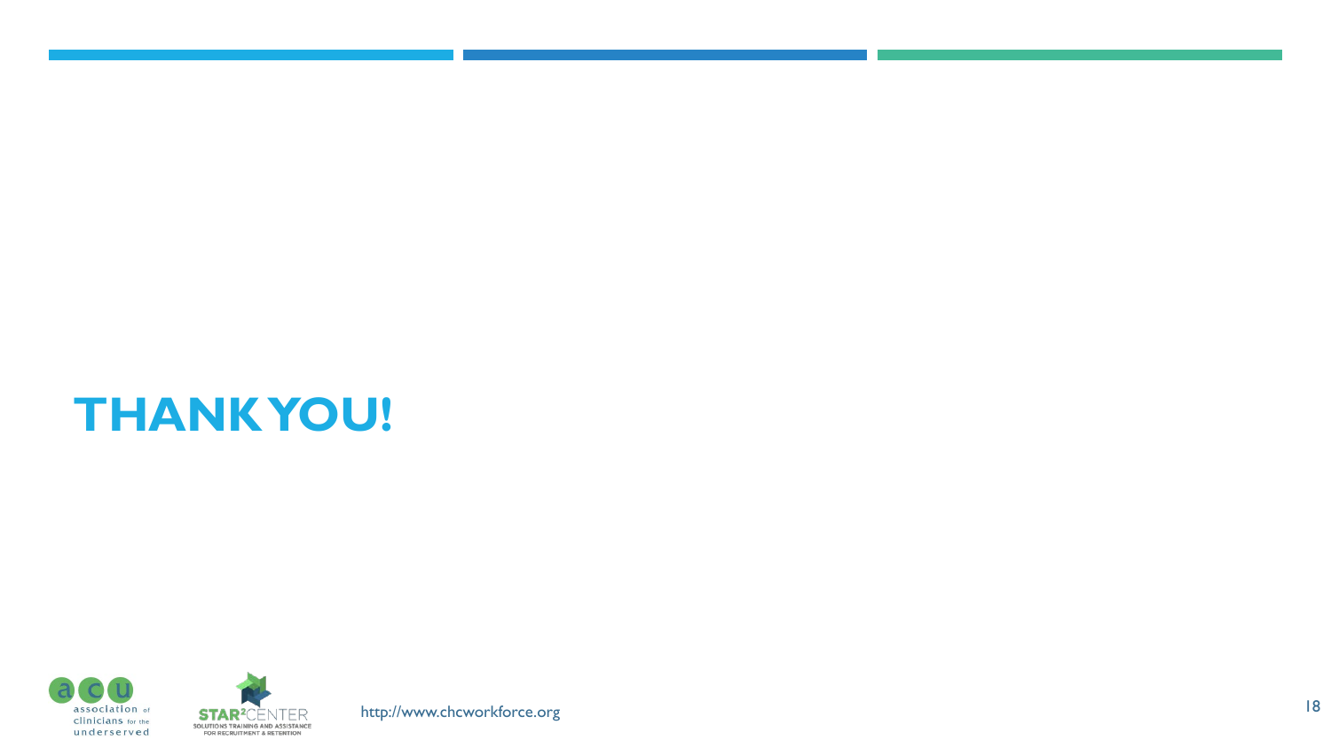# THANK YOU!